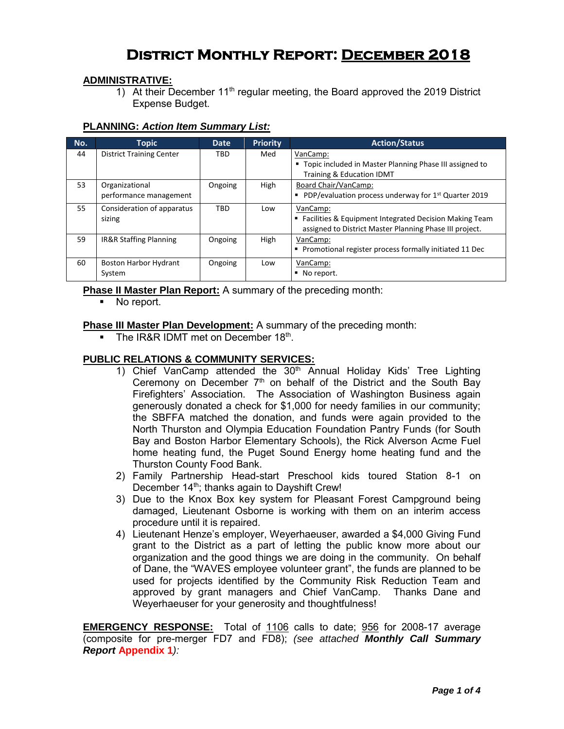# District Monthly Report: December 2018

**ADMINISTRATIVE:**

1) At their December 11th regular meeting, the Board approved the 2019 District Expense Budget.

**PLANNING: *Action Item Summary List:***

| No. | Topic | Date | Priority | Action/Status |
|---|---|---|---|---|
| 44 | District Training Center | TBD | Med | VanCamp:<br>▪ Topic included in Master Planning Phase III assigned to Training & Education IDMT |
| 53 | Organizational performance management | Ongoing | High | Board Chair/VanCamp:<br>▪ PDP/evaluation process underway for 1st Quarter 2019 |
| 55 | Consideration of apparatus sizing | TBD | Low | VanCamp:<br>▪ Facilities & Equipment Integrated Decision Making Team assigned to District Master Planning Phase III project. |
| 59 | IR&R Staffing Planning | Ongoing | High | VanCamp:<br>▪ Promotional register process formally initiated 11 Dec |
| 60 | Boston Harbor Hydrant System | Ongoing | Low | VanCamp:<br>▪ No report. |

**Phase II Master Plan Report:** A summary of the preceding month:

- No report.

**Phase III Master Plan Development:** A summary of the preceding month:

- The IR&R IDMT met on December 18th.

**PUBLIC RELATIONS & COMMUNITY SERVICES:**

1) Chief VanCamp attended the 30th Annual Holiday Kids' Tree Lighting Ceremony on December 7th on behalf of the District and the South Bay Firefighters' Association. The Association of Washington Business again generously donated a check for $1,000 for needy families in our community; the SBFFA matched the donation, and funds were again provided to the North Thurston and Olympia Education Foundation Pantry Funds (for South Bay and Boston Harbor Elementary Schools), the Rick Alverson Acme Fuel home heating fund, the Puget Sound Energy home heating fund and the Thurston County Food Bank.
2) Family Partnership Head-start Preschool kids toured Station 8-1 on December 14th; thanks again to Dayshift Crew!
3) Due to the Knox Box key system for Pleasant Forest Campground being damaged, Lieutenant Osborne is working with them on an interim access procedure until it is repaired.
4) Lieutenant Henze's employer, Weyerhaeuser, awarded a $4,000 Giving Fund grant to the District as a part of letting the public know more about our organization and the good things we are doing in the community. On behalf of Dane, the "WAVES employee volunteer grant", the funds are planned to be used for projects identified by the Community Risk Reduction Team and approved by grant managers and Chief VanCamp. Thanks Dane and Weyerhaeuser for your generosity and thoughtfulness!

**EMERGENCY RESPONSE:** Total of 1106 calls to date; 956 for 2008-17 average (composite for pre-merger FD7 and FD8); *(see attached **Monthly Call Summary Report** **Appendix 1**):*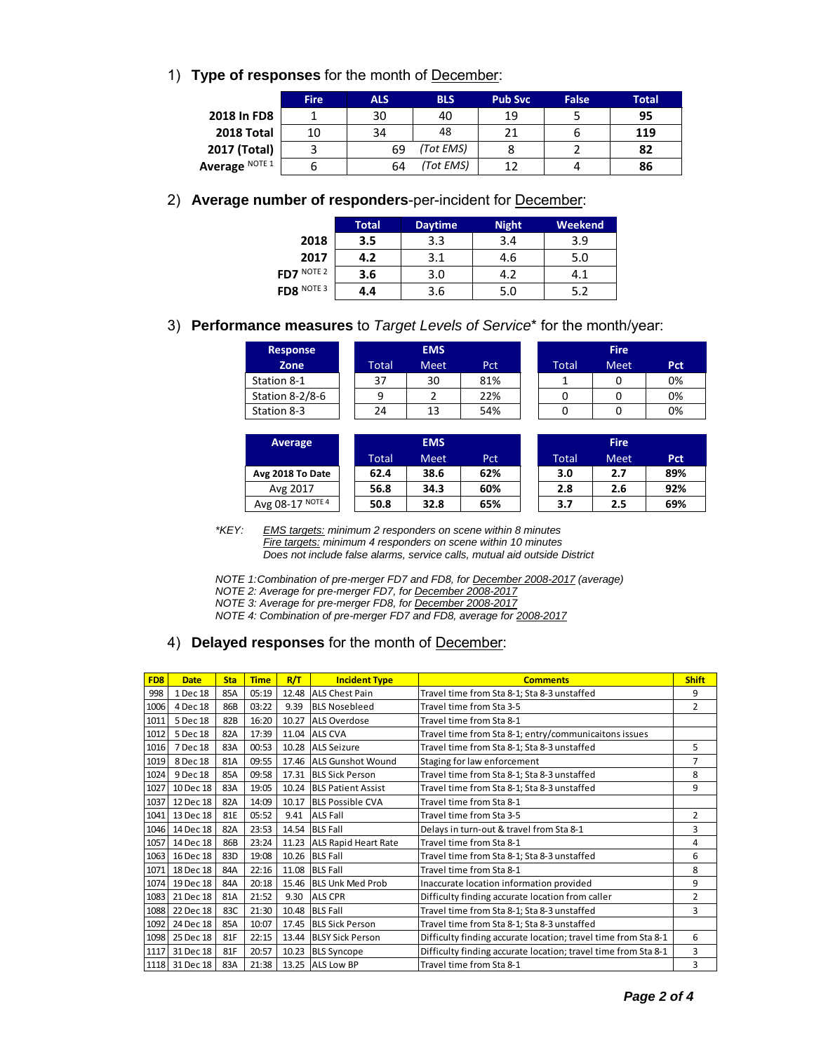1) **Type of responses** for the month of December:

| | Fire | ALS | BLS | Pub Svc | False | Total |
|---|---|---|---|---|---|---|
| **2018 In FD8** | 1 | 30 | 40 | 19 | 5 | **95** |
| **2018 Total** | 10 | 34 | 48 | 21 | 6 | **119** |
| **2017 (Total)** | 3 | 69 | *(Tot EMS)* | 8 | 2 | **82** |
| **Average** NOTE 1 | 6 | 64 | *(Tot EMS)* | 12 | 4 | **86** |

2) **Average number of responders**-per-incident for December:

| | Total | Daytime | Night | Weekend |
|---|---|---|---|---|
| **2018** | **3.5** | 3.3 | 3.4 | 3.9 |
| **2017** | **4.2** | 3.1 | 4.6 | 5.0 |
| **FD7** NOTE 2 | **3.6** | 3.0 | 4.2 | 4.1 |
| **FD8** NOTE 3 | **4.4** | 3.6 | 5.0 | 5.2 |

3) **Performance measures** to *Target Levels of Service*\* for the month/year:

| Response Zone | EMS Total | EMS Meet | EMS Pct | Fire Total | Fire Meet | Fire Pct |
|---|---|---|---|---|---|---|
| Station 8-1 | 37 | 30 | 81% | 1 | 0 | 0% |
| Station 8-2/8-6 | 9 | 2 | 22% | 0 | 0 | 0% |
| Station 8-3 | 24 | 13 | 54% | 0 | 0 | 0% |

| Average | EMS Total | EMS Meet | EMS Pct | Fire Total | Fire Meet | Fire Pct |
|---|---|---|---|---|---|---|
| **Avg 2018 To Date** | **62.4** | **38.6** | **62%** | **3.0** | **2.7** | **89%** |
| Avg 2017 | **56.8** | **34.3** | **60%** | **2.8** | **2.6** | **92%** |
| Avg 08-17 NOTE 4 | **50.8** | **32.8** | **65%** | **3.7** | **2.5** | **69%** |

*\*KEY:* *EMS targets: minimum 2 responders on scene within 8 minutes*
*Fire targets: minimum 4 responders on scene within 10 minutes*
*Does not include false alarms, service calls, mutual aid outside District*

*NOTE 1: Combination of pre-merger FD7 and FD8, for December 2008-2017 (average)*
*NOTE 2: Average for pre-merger FD7, for December 2008-2017*
*NOTE 3: Average for pre-merger FD8, for December 2008-2017*
*NOTE 4: Combination of pre-merger FD7 and FD8, average for 2008-2017*

4) **Delayed responses** for the month of December:

| FD8 | Date | Sta | Time | R/T | Incident Type | Comments | Shift |
|---|---|---|---|---|---|---|---|
| 998 | 1 Dec 18 | 85A | 05:19 | 12.48 | ALS Chest Pain | Travel time from Sta 8-1; Sta 8-3 unstaffed | 9 |
| 1006 | 4 Dec 18 | 86B | 03:22 | 9.39 | BLS Nosebleed | Travel time from Sta 3-5 | 2 |
| 1011 | 5 Dec 18 | 82B | 16:20 | 10.27 | ALS Overdose | Travel time from Sta 8-1 | |
| 1012 | 5 Dec 18 | 82A | 17:39 | 11.04 | ALS CVA | Travel time from Sta 8-1; entry/communicaitons issues | |
| 1016 | 7 Dec 18 | 83A | 00:53 | 10.28 | ALS Seizure | Travel time from Sta 8-1; Sta 8-3 unstaffed | 5 |
| 1019 | 8 Dec 18 | 81A | 09:55 | 17.46 | ALS Gunshot Wound | Staging for law enforcement | 7 |
| 1024 | 9 Dec 18 | 85A | 09:58 | 17.31 | BLS Sick Person | Travel time from Sta 8-1; Sta 8-3 unstaffed | 8 |
| 1027 | 10 Dec 18 | 83A | 19:05 | 10.24 | BLS Patient Assist | Travel time from Sta 8-1; Sta 8-3 unstaffed | 9 |
| 1037 | 12 Dec 18 | 82A | 14:09 | 10.17 | BLS Possible CVA | Travel time from Sta 8-1 | |
| 1041 | 13 Dec 18 | 81E | 05:52 | 9.41 | ALS Fall | Travel time from Sta 3-5 | 2 |
| 1046 | 14 Dec 18 | 82A | 23:53 | 14.54 | BLS Fall | Delays in turn-out & travel from Sta 8-1 | 3 |
| 1057 | 14 Dec 18 | 86B | 23:24 | 11.23 | ALS Rapid Heart Rate | Travel time from Sta 8-1 | 4 |
| 1063 | 16 Dec 18 | 83D | 19:08 | 10.26 | BLS Fall | Travel time from Sta 8-1; Sta 8-3 unstaffed | 6 |
| 1071 | 18 Dec 18 | 84A | 22:16 | 11.08 | BLS Fall | Travel time from Sta 8-1 | 8 |
| 1074 | 19 Dec 18 | 84A | 20:18 | 15.46 | BLS Unk Med Prob | Inaccurate location information provided | 9 |
| 1083 | 21 Dec 18 | 81A | 21:52 | 9.30 | ALS CPR | Difficulty finding accurate location from caller | 2 |
| 1088 | 22 Dec 18 | 83C | 21:30 | 10.48 | BLS Fall | Travel time from Sta 8-1; Sta 8-3 unstaffed | 3 |
| 1092 | 24 Dec 18 | 85A | 10:07 | 17.45 | BLS Sick Person | Travel time from Sta 8-1; Sta 8-3 unstaffed | |
| 1098 | 25 Dec 18 | 81F | 22:15 | 13.44 | BLSY Sick Person | Difficulty finding accurate location; travel time from Sta 8-1 | 6 |
| 1117 | 31 Dec 18 | 81F | 20:57 | 10.23 | BLS Syncope | Difficulty finding accurate location; travel time from Sta 8-1 | 3 |
| 1118 | 31 Dec 18 | 83A | 21:38 | 13.25 | ALS Low BP | Travel time from Sta 8-1 | 3 |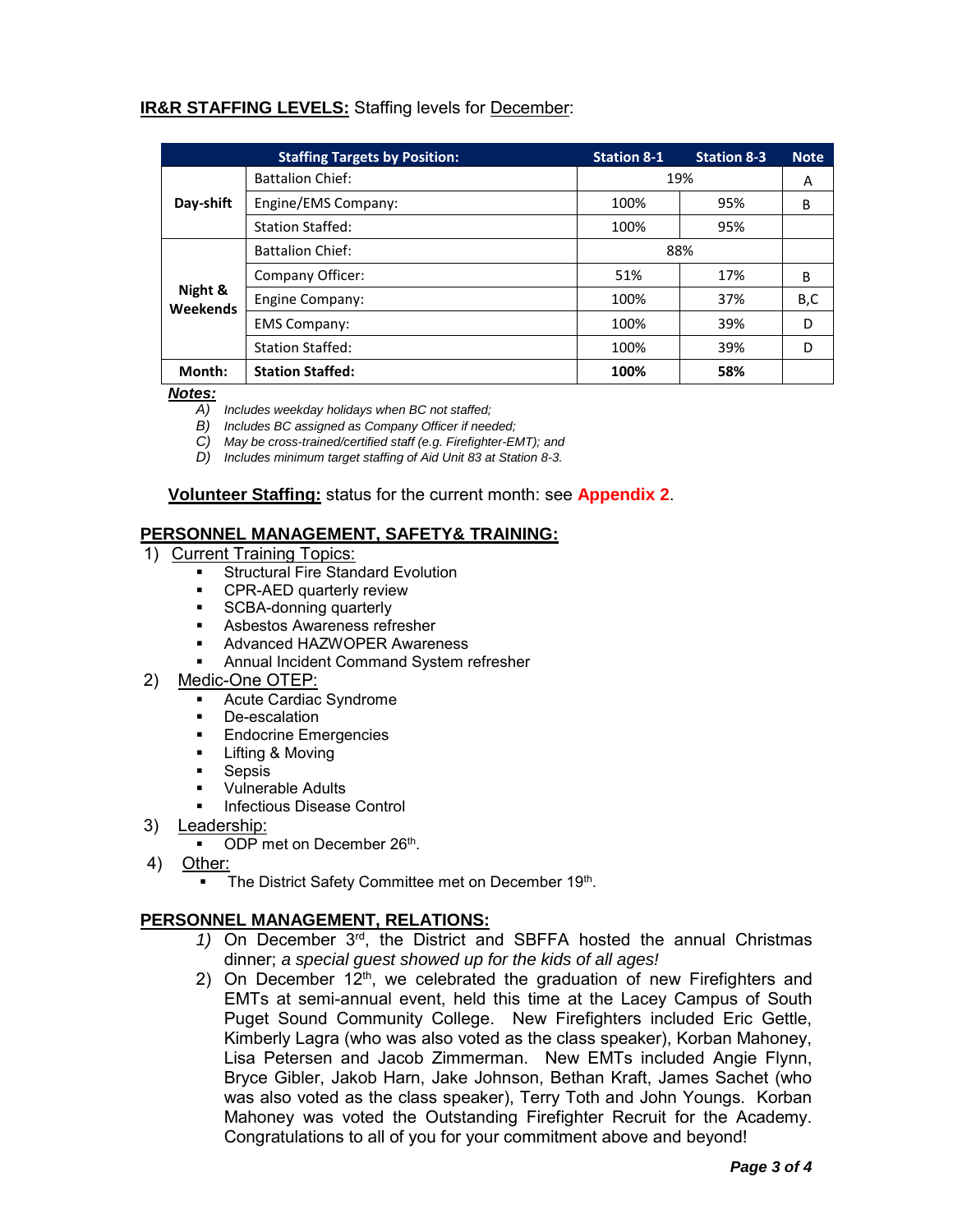**IR&R STAFFING LEVELS:** Staffing levels for December:

| | Staffing Targets by Position: | Station 8-1 | Station 8-3 | Note |
|---|---|---|---|---|
| Day-shift | Battalion Chief: | 19% | | A |
| | Engine/EMS Company: | 100% | 95% | B |
| | Station Staffed: | 100% | 95% | |
| Night & Weekends | Battalion Chief: | 88% | | |
| | Company Officer: | 51% | 17% | B |
| | Engine Company: | 100% | 37% | B,C |
| | EMS Company: | 100% | 39% | D |
| | Station Staffed: | 100% | 39% | D |
| **Month:** | **Station Staffed:** | **100%** | **58%** | |

***Notes:***

*A) Includes weekday holidays when BC not staffed;*
*B) Includes BC assigned as Company Officer if needed;*
*C) May be cross-trained/certified staff (e.g. Firefighter-EMT); and*
*D) Includes minimum target staffing of Aid Unit 83 at Station 8-3.*

**Volunteer Staffing:** status for the current month: see **Appendix 2**.

## PERSONNEL MANAGEMENT, SAFETY& TRAINING:

1) Current Training Topics:
   - Structural Fire Standard Evolution
   - CPR-AED quarterly review
   - SCBA-donning quarterly
   - Asbestos Awareness refresher
   - Advanced HAZWOPER Awareness
   - Annual Incident Command System refresher
2) Medic-One OTEP:
   - Acute Cardiac Syndrome
   - De-escalation
   - Endocrine Emergencies
   - Lifting & Moving
   - Sepsis
   - Vulnerable Adults
   - Infectious Disease Control
3) Leadership:
   - ODP met on December 26th.
4) Other:
   - The District Safety Committee met on December 19th.

## PERSONNEL MANAGEMENT, RELATIONS:

1) On December 3rd, the District and SBFFA hosted the annual Christmas dinner; *a special guest showed up for the kids of all ages!*
2) On December 12th, we celebrated the graduation of new Firefighters and EMTs at semi-annual event, held this time at the Lacey Campus of South Puget Sound Community College. New Firefighters included Eric Gettle, Kimberly Lagra (who was also voted as the class speaker), Korban Mahoney, Lisa Petersen and Jacob Zimmerman. New EMTs included Angie Flynn, Bryce Gibler, Jakob Harn, Jake Johnson, Bethan Kraft, James Sachet (who was also voted as the class speaker), Terry Toth and John Youngs. Korban Mahoney was voted the Outstanding Firefighter Recruit for the Academy. Congratulations to all of you for your commitment above and beyond!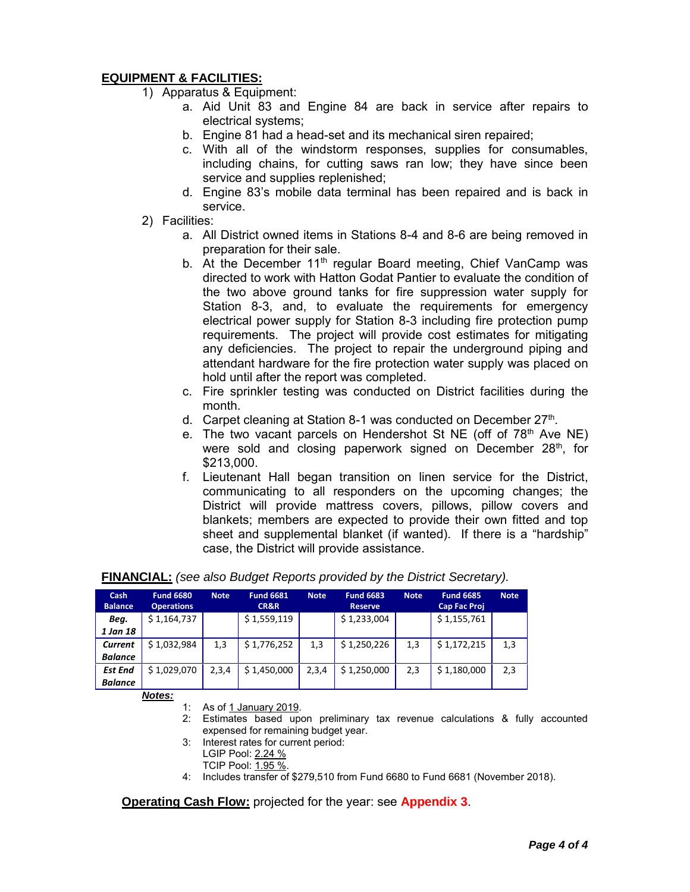## EQUIPMENT & FACILITIES:

1) Apparatus & Equipment:
   a. Aid Unit 83 and Engine 84 are back in service after repairs to electrical systems;
   b. Engine 81 had a head-set and its mechanical siren repaired;
   c. With all of the windstorm responses, supplies for consumables, including chains, for cutting saws ran low; they have since been service and supplies replenished;
   d. Engine 83's mobile data terminal has been repaired and is back in service.
2) Facilities:
   a. All District owned items in Stations 8-4 and 8-6 are being removed in preparation for their sale.
   b. At the December 11th regular Board meeting, Chief VanCamp was directed to work with Hatton Godat Pantier to evaluate the condition of the two above ground tanks for fire suppression water supply for Station 8-3, and, to evaluate the requirements for emergency electrical power supply for Station 8-3 including fire protection pump requirements. The project will provide cost estimates for mitigating any deficiencies. The project to repair the underground piping and attendant hardware for the fire protection water supply was placed on hold until after the report was completed.
   c. Fire sprinkler testing was conducted on District facilities during the month.
   d. Carpet cleaning at Station 8-1 was conducted on December 27th.
   e. The two vacant parcels on Hendershot St NE (off of 78th Ave NE) were sold and closing paperwork signed on December 28th, for $213,000.
   f. Lieutenant Hall began transition on linen service for the District, communicating to all responders on the upcoming changes; the District will provide mattress covers, pillows, pillow covers and blankets; members are expected to provide their own fitted and top sheet and supplemental blanket (if wanted). If there is a "hardship" case, the District will provide assistance.

**FINANCIAL:** *(see also Budget Reports provided by the District Secretary).*

| Cash Balance | Fund 6680 Operations | Note | Fund 6681 CR&R | Note | Fund 6683 Reserve | Note | Fund 6685 Cap Fac Proj | Note |
|---|---|---|---|---|---|---|---|---|
| ***Beg. 1 Jan 18*** | $ 1,164,737 | | $ 1,559,119 | | $ 1,233,004 | | $ 1,155,761 | |
| ***Current Balance*** | $ 1,032,984 | 1,3 | $ 1,776,252 | 1,3 | $ 1,250,226 | 1,3 | $ 1,172,215 | 1,3 |
| ***Est End Balance*** | $ 1,029,070 | 2,3,4 | $ 1,450,000 | 2,3,4 | $ 1,250,000 | 2,3 | $ 1,180,000 | 2,3 |

***Notes:***

1: As of 1 January 2019.
2: Estimates based upon preliminary tax revenue calculations & fully accounted expensed for remaining budget year.
3: Interest rates for current period:
   LGIP Pool: 2.24 %
   TCIP Pool: 1.95 %.
4: Includes transfer of $279,510 from Fund 6680 to Fund 6681 (November 2018).

**Operating Cash Flow:** projected for the year: see **Appendix 3**.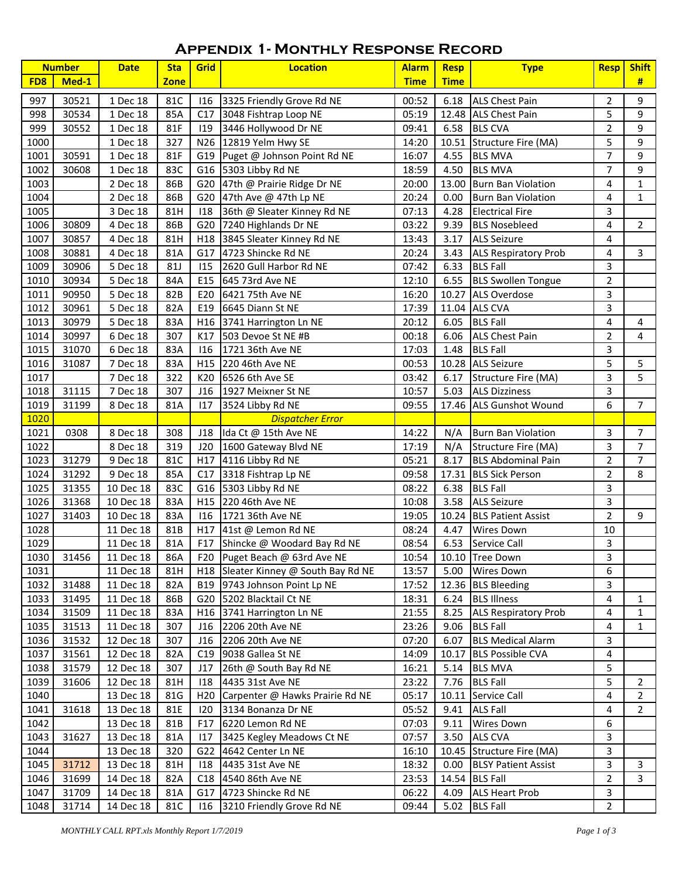# Appendix 1- Monthly Response Record

| Number | | Date | Sta | Grid | Location | Alarm | Resp | Type | Resp | Shift |
|---|---|---|---|---|---|---|---|---|---|---|
| FD8 | Med-1 | | Zone | | | Time | Time | | | # |
| 997 | 30521 | 1 Dec 18 | 81C | I16 | 3325 Friendly Grove Rd NE | 00:52 | 6.18 | ALS Chest Pain | 2 | 9 |
| 998 | 30534 | 1 Dec 18 | 85A | C17 | 3048 Fishtrap Loop NE | 05:19 | 12.48 | ALS Chest Pain | 5 | 9 |
| 999 | 30552 | 1 Dec 18 | 81F | I19 | 3446 Hollywood Dr NE | 09:41 | 6.58 | BLS CVA | 2 | 9 |
| 1000 | | 1 Dec 18 | 327 | N26 | 12819 Yelm Hwy SE | 14:20 | 10.51 | Structure Fire (MA) | 5 | 9 |
| 1001 | 30591 | 1 Dec 18 | 81F | G19 | Puget @ Johnson Point Rd NE | 16:07 | 4.55 | BLS MVA | 7 | 9 |
| 1002 | 30608 | 1 Dec 18 | 83C | G16 | 5303 Libby Rd NE | 18:59 | 4.50 | BLS MVA | 7 | 9 |
| 1003 | | 2 Dec 18 | 86B | G20 | 47th @ Prairie Ridge Dr NE | 20:00 | 13.00 | Burn Ban Violation | 4 | 1 |
| 1004 | | 2 Dec 18 | 86B | G20 | 47th Ave @ 47th Lp NE | 20:24 | 0.00 | Burn Ban Violation | 4 | 1 |
| 1005 | | 3 Dec 18 | 81H | I18 | 36th @ Sleater Kinney Rd NE | 07:13 | 4.28 | Electrical Fire | 3 | |
| 1006 | 30809 | 4 Dec 18 | 86B | G20 | 7240 Highlands Dr NE | 03:22 | 9.39 | BLS Nosebleed | 4 | 2 |
| 1007 | 30857 | 4 Dec 18 | 81H | H18 | 3845 Sleater Kinney Rd NE | 13:43 | 3.17 | ALS Seizure | 4 | |
| 1008 | 30881 | 4 Dec 18 | 81A | G17 | 4723 Shincke Rd NE | 20:24 | 3.43 | ALS Respiratory Prob | 4 | 3 |
| 1009 | 30906 | 5 Dec 18 | 81J | I15 | 2620 Gull Harbor Rd NE | 07:42 | 6.33 | BLS Fall | 3 | |
| 1010 | 30934 | 5 Dec 18 | 84A | E15 | 645 73rd Ave NE | 12:10 | 6.55 | BLS Swollen Tongue | 2 | |
| 1011 | 90950 | 5 Dec 18 | 82B | E20 | 6421 75th Ave NE | 16:20 | 10.27 | ALS Overdose | 3 | |
| 1012 | 30961 | 5 Dec 18 | 82A | E19 | 6645 Diann St NE | 17:39 | 11.04 | ALS CVA | 3 | |
| 1013 | 30979 | 5 Dec 18 | 83A | H16 | 3741 Harrington Ln NE | 20:12 | 6.05 | BLS Fall | 4 | 4 |
| 1014 | 30997 | 6 Dec 18 | 307 | K17 | 503 Devoe St NE #B | 00:18 | 6.06 | ALS Chest Pain | 2 | 4 |
| 1015 | 31070 | 6 Dec 18 | 83A | I16 | 1721 36th Ave NE | 17:03 | 1.48 | BLS Fall | 3 | |
| 1016 | 31087 | 7 Dec 18 | 83A | H15 | 220 46th Ave NE | 00:53 | 10.28 | ALS Seizure | 5 | 5 |
| 1017 | | 7 Dec 18 | 322 | K20 | 6526 6th Ave SE | 03:42 | 6.17 | Structure Fire (MA) | 3 | 5 |
| 1018 | 31115 | 7 Dec 18 | 307 | J16 | 1927 Meixner St NE | 10:57 | 5.03 | ALS Dizziness | 3 | |
| 1019 | 31199 | 8 Dec 18 | 81A | I17 | 3524 Libby Rd NE | 09:55 | 17.46 | ALS Gunshot Wound | 6 | 7 |
| 1020 | | | | | *Dispatcher Error* | | | | | |
| 1021 | 0308 | 8 Dec 18 | 308 | J18 | Ida Ct @ 15th Ave NE | 14:22 | N/A | Burn Ban Violation | 3 | 7 |
| 1022 | | 8 Dec 18 | 319 | J20 | 1600 Gateway Blvd NE | 17:19 | N/A | Structure Fire (MA) | 3 | 7 |
| 1023 | 31279 | 9 Dec 18 | 81C | H17 | 4116 Libby Rd NE | 05:21 | 8.17 | BLS Abdominal Pain | 2 | 7 |
| 1024 | 31292 | 9 Dec 18 | 85A | C17 | 3318 Fishtrap Lp NE | 09:58 | 17.31 | BLS Sick Person | 2 | 8 |
| 1025 | 31355 | 10 Dec 18 | 83C | G16 | 5303 Libby Rd NE | 08:22 | 6.38 | BLS Fall | 3 | |
| 1026 | 31368 | 10 Dec 18 | 83A | H15 | 220 46th Ave NE | 10:08 | 3.58 | ALS Seizure | 3 | |
| 1027 | 31403 | 10 Dec 18 | 83A | I16 | 1721 36th Ave NE | 19:05 | 10.24 | BLS Patient Assist | 2 | 9 |
| 1028 | | 11 Dec 18 | 81B | H17 | 41st @ Lemon Rd NE | 08:24 | 4.47 | Wires Down | 10 | |
| 1029 | | 11 Dec 18 | 81A | F17 | Shincke @ Woodard Bay Rd NE | 08:54 | 6.53 | Service Call | 3 | |
| 1030 | 31456 | 11 Dec 18 | 86A | F20 | Puget Beach @ 63rd Ave NE | 10:54 | 10.10 | Tree Down | 3 | |
| 1031 | | 11 Dec 18 | 81H | H18 | Sleater Kinney @ South Bay Rd NE | 13:57 | 5.00 | Wires Down | 6 | |
| 1032 | 31488 | 11 Dec 18 | 82A | B19 | 9743 Johnson Point Lp NE | 17:52 | 12.36 | BLS Bleeding | 3 | |
| 1033 | 31495 | 11 Dec 18 | 86B | G20 | 5202 Blacktail Ct NE | 18:31 | 6.24 | BLS Illness | 4 | 1 |
| 1034 | 31509 | 11 Dec 18 | 83A | H16 | 3741 Harrington Ln NE | 21:55 | 8.25 | ALS Respiratory Prob | 4 | 1 |
| 1035 | 31513 | 11 Dec 18 | 307 | J16 | 2206 20th Ave NE | 23:26 | 9.06 | BLS Fall | 4 | 1 |
| 1036 | 31532 | 12 Dec 18 | 307 | J16 | 2206 20th Ave NE | 07:20 | 6.07 | BLS Medical Alarm | 3 | |
| 1037 | 31561 | 12 Dec 18 | 82A | C19 | 9038 Gallea St NE | 14:09 | 10.17 | BLS Possible CVA | 4 | |
| 1038 | 31579 | 12 Dec 18 | 307 | J17 | 26th @ South Bay Rd NE | 16:21 | 5.14 | BLS MVA | 5 | |
| 1039 | 31606 | 12 Dec 18 | 81H | I18 | 4435 31st Ave NE | 23:22 | 7.76 | BLS Fall | 5 | 2 |
| 1040 | | 13 Dec 18 | 81G | H20 | Carpenter @ Hawks Prairie Rd NE | 05:17 | 10.11 | Service Call | 4 | 2 |
| 1041 | 31618 | 13 Dec 18 | 81E | I20 | 3134 Bonanza Dr NE | 05:52 | 9.41 | ALS Fall | 4 | 2 |
| 1042 | | 13 Dec 18 | 81B | F17 | 6220 Lemon Rd NE | 07:03 | 9.11 | Wires Down | 6 | |
| 1043 | 31627 | 13 Dec 18 | 81A | I17 | 3425 Kegley Meadows Ct NE | 07:57 | 3.50 | ALS CVA | 3 | |
| 1044 | | 13 Dec 18 | 320 | G22 | 4642 Center Ln NE | 16:10 | 10.45 | Structure Fire (MA) | 3 | |
| 1045 | 31712 | 13 Dec 18 | 81H | I18 | 4435 31st Ave NE | 18:32 | 0.00 | BLSY Patient Assist | 3 | 3 |
| 1046 | 31699 | 14 Dec 18 | 82A | C18 | 4540 86th Ave NE | 23:53 | 14.54 | BLS Fall | 2 | 3 |
| 1047 | 31709 | 14 Dec 18 | 81A | G17 | 4723 Shincke Rd NE | 06:22 | 4.09 | ALS Heart Prob | 3 | |
| 1048 | 31714 | 14 Dec 18 | 81C | I16 | 3210 Friendly Grove Rd NE | 09:44 | 5.02 | BLS Fall | 2 | |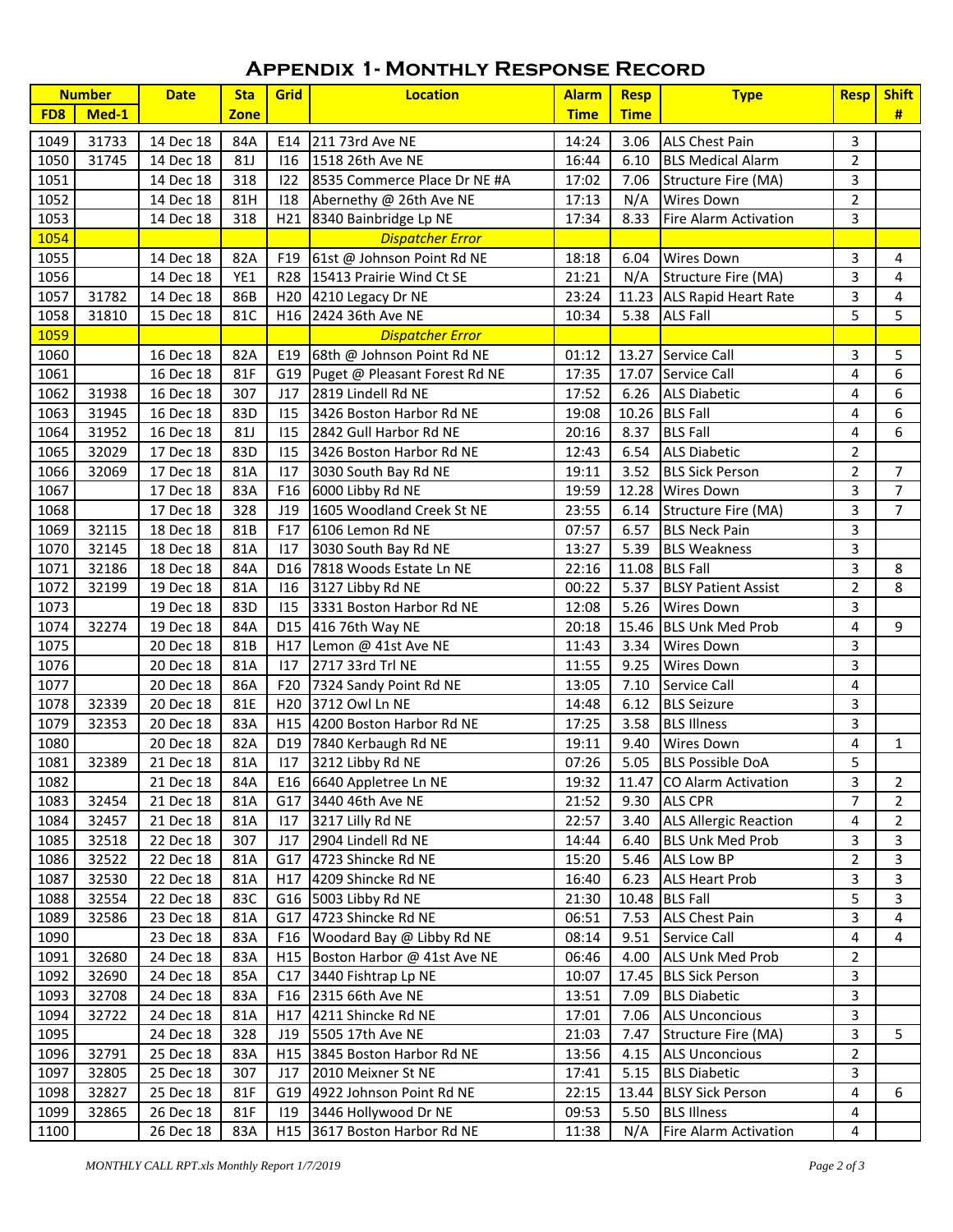# Appendix 1- Monthly Response Record

| Number | | Date | Sta | Grid | Location | Alarm | Resp | Type | Resp | Shift |
|---|---|---|---|---|---|---|---|---|---|---|
| FD8 | Med-1 | | Zone | | | Time | Time | | | # |
| 1049 | 31733 | 14 Dec 18 | 84A | E14 | 211 73rd Ave NE | 14:24 | 3.06 | ALS Chest Pain | 3 | |
| 1050 | 31745 | 14 Dec 18 | 81J | I16 | 1518 26th Ave NE | 16:44 | 6.10 | BLS Medical Alarm | 2 | |
| 1051 | | 14 Dec 18 | 318 | I22 | 8535 Commerce Place Dr NE #A | 17:02 | 7.06 | Structure Fire (MA) | 3 | |
| 1052 | | 14 Dec 18 | 81H | I18 | Abernethy @ 26th Ave NE | 17:13 | N/A | Wires Down | 2 | |
| 1053 | | 14 Dec 18 | 318 | H21 | 8340 Bainbridge Lp NE | 17:34 | 8.33 | Fire Alarm Activation | 3 | |
| 1054 | | | | | *Dispatcher Error* | | | | | |
| 1055 | | 14 Dec 18 | 82A | F19 | 61st @ Johnson Point Rd NE | 18:18 | 6.04 | Wires Down | 3 | 4 |
| 1056 | | 14 Dec 18 | YE1 | R28 | 15413 Prairie Wind Ct SE | 21:21 | N/A | Structure Fire (MA) | 3 | 4 |
| 1057 | 31782 | 14 Dec 18 | 86B | H20 | 4210 Legacy Dr NE | 23:24 | 11.23 | ALS Rapid Heart Rate | 3 | 4 |
| 1058 | 31810 | 15 Dec 18 | 81C | H16 | 2424 36th Ave NE | 10:34 | 5.38 | ALS Fall | 5 | 5 |
| 1059 | | | | | *Dispatcher Error* | | | | | |
| 1060 | | 16 Dec 18 | 82A | E19 | 68th @ Johnson Point Rd NE | 01:12 | 13.27 | Service Call | 3 | 5 |
| 1061 | | 16 Dec 18 | 81F | G19 | Puget @ Pleasant Forest Rd NE | 17:35 | 17.07 | Service Call | 4 | 6 |
| 1062 | 31938 | 16 Dec 18 | 307 | J17 | 2819 Lindell Rd NE | 17:52 | 6.26 | ALS Diabetic | 4 | 6 |
| 1063 | 31945 | 16 Dec 18 | 83D | I15 | 3426 Boston Harbor Rd NE | 19:08 | 10.26 | BLS Fall | 4 | 6 |
| 1064 | 31952 | 16 Dec 18 | 81J | I15 | 2842 Gull Harbor Rd NE | 20:16 | 8.37 | BLS Fall | 4 | 6 |
| 1065 | 32029 | 17 Dec 18 | 83D | I15 | 3426 Boston Harbor Rd NE | 12:43 | 6.54 | ALS Diabetic | 2 | |
| 1066 | 32069 | 17 Dec 18 | 81A | I17 | 3030 South Bay Rd NE | 19:11 | 3.52 | BLS Sick Person | 2 | 7 |
| 1067 | | 17 Dec 18 | 83A | F16 | 6000 Libby Rd NE | 19:59 | 12.28 | Wires Down | 3 | 7 |
| 1068 | | 17 Dec 18 | 328 | J19 | 1605 Woodland Creek St NE | 23:55 | 6.14 | Structure Fire (MA) | 3 | 7 |
| 1069 | 32115 | 18 Dec 18 | 81B | F17 | 6106 Lemon Rd NE | 07:57 | 6.57 | BLS Neck Pain | 3 | |
| 1070 | 32145 | 18 Dec 18 | 81A | I17 | 3030 South Bay Rd NE | 13:27 | 5.39 | BLS Weakness | 3 | |
| 1071 | 32186 | 18 Dec 18 | 84A | D16 | 7818 Woods Estate Ln NE | 22:16 | 11.08 | BLS Fall | 3 | 8 |
| 1072 | 32199 | 19 Dec 18 | 81A | I16 | 3127 Libby Rd NE | 00:22 | 5.37 | BLSY Patient Assist | 2 | 8 |
| 1073 | | 19 Dec 18 | 83D | I15 | 3331 Boston Harbor Rd NE | 12:08 | 5.26 | Wires Down | 3 | |
| 1074 | 32274 | 19 Dec 18 | 84A | D15 | 416 76th Way NE | 20:18 | 15.46 | BLS Unk Med Prob | 4 | 9 |
| 1075 | | 20 Dec 18 | 81B | H17 | Lemon @ 41st Ave NE | 11:43 | 3.34 | Wires Down | 3 | |
| 1076 | | 20 Dec 18 | 81A | I17 | 2717 33rd Trl NE | 11:55 | 9.25 | Wires Down | 3 | |
| 1077 | | 20 Dec 18 | 86A | F20 | 7324 Sandy Point Rd NE | 13:05 | 7.10 | Service Call | 4 | |
| 1078 | 32339 | 20 Dec 18 | 81E | H20 | 3712 Owl Ln NE | 14:48 | 6.12 | BLS Seizure | 3 | |
| 1079 | 32353 | 20 Dec 18 | 83A | H15 | 4200 Boston Harbor Rd NE | 17:25 | 3.58 | BLS Illness | 3 | |
| 1080 | | 20 Dec 18 | 82A | D19 | 7840 Kerbaugh Rd NE | 19:11 | 9.40 | Wires Down | 4 | 1 |
| 1081 | 32389 | 21 Dec 18 | 81A | I17 | 3212 Libby Rd NE | 07:26 | 5.05 | BLS Possible DoA | 5 | |
| 1082 | | 21 Dec 18 | 84A | E16 | 6640 Appletree Ln NE | 19:32 | 11.47 | CO Alarm Activation | 3 | 2 |
| 1083 | 32454 | 21 Dec 18 | 81A | G17 | 3440 46th Ave NE | 21:52 | 9.30 | ALS CPR | 7 | 2 |
| 1084 | 32457 | 21 Dec 18 | 81A | I17 | 3217 Lilly Rd NE | 22:57 | 3.40 | ALS Allergic Reaction | 4 | 2 |
| 1085 | 32518 | 22 Dec 18 | 307 | J17 | 2904 Lindell Rd NE | 14:44 | 6.40 | BLS Unk Med Prob | 3 | 3 |
| 1086 | 32522 | 22 Dec 18 | 81A | G17 | 4723 Shincke Rd NE | 15:20 | 5.46 | ALS Low BP | 2 | 3 |
| 1087 | 32530 | 22 Dec 18 | 81A | H17 | 4209 Shincke Rd NE | 16:40 | 6.23 | ALS Heart Prob | 3 | 3 |
| 1088 | 32554 | 22 Dec 18 | 83C | G16 | 5003 Libby Rd NE | 21:30 | 10.48 | BLS Fall | 5 | 3 |
| 1089 | 32586 | 23 Dec 18 | 81A | G17 | 4723 Shincke Rd NE | 06:51 | 7.53 | ALS Chest Pain | 3 | 4 |
| 1090 | | 23 Dec 18 | 83A | F16 | Woodard Bay @ Libby Rd NE | 08:14 | 9.51 | Service Call | 4 | 4 |
| 1091 | 32680 | 24 Dec 18 | 83A | H15 | Boston Harbor @ 41st Ave NE | 06:46 | 4.00 | ALS Unk Med Prob | 2 | |
| 1092 | 32690 | 24 Dec 18 | 85A | C17 | 3440 Fishtrap Lp NE | 10:07 | 17.45 | BLS Sick Person | 3 | |
| 1093 | 32708 | 24 Dec 18 | 83A | F16 | 2315 66th Ave NE | 13:51 | 7.09 | BLS Diabetic | 3 | |
| 1094 | 32722 | 24 Dec 18 | 81A | H17 | 4211 Shincke Rd NE | 17:01 | 7.06 | ALS Unconcious | 3 | |
| 1095 | | 24 Dec 18 | 328 | J19 | 5505 17th Ave NE | 21:03 | 7.47 | Structure Fire (MA) | 3 | 5 |
| 1096 | 32791 | 25 Dec 18 | 83A | H15 | 3845 Boston Harbor Rd NE | 13:56 | 4.15 | ALS Unconcious | 2 | |
| 1097 | 32805 | 25 Dec 18 | 307 | J17 | 2010 Meixner St NE | 17:41 | 5.15 | BLS Diabetic | 3 | |
| 1098 | 32827 | 25 Dec 18 | 81F | G19 | 4922 Johnson Point Rd NE | 22:15 | 13.44 | BLSY Sick Person | 4 | 6 |
| 1099 | 32865 | 26 Dec 18 | 81F | I19 | 3446 Hollywood Dr NE | 09:53 | 5.50 | BLS Illness | 4 | |
| 1100 | | 26 Dec 18 | 83A | H15 | 3617 Boston Harbor Rd NE | 11:38 | N/A | Fire Alarm Activation | 4 | |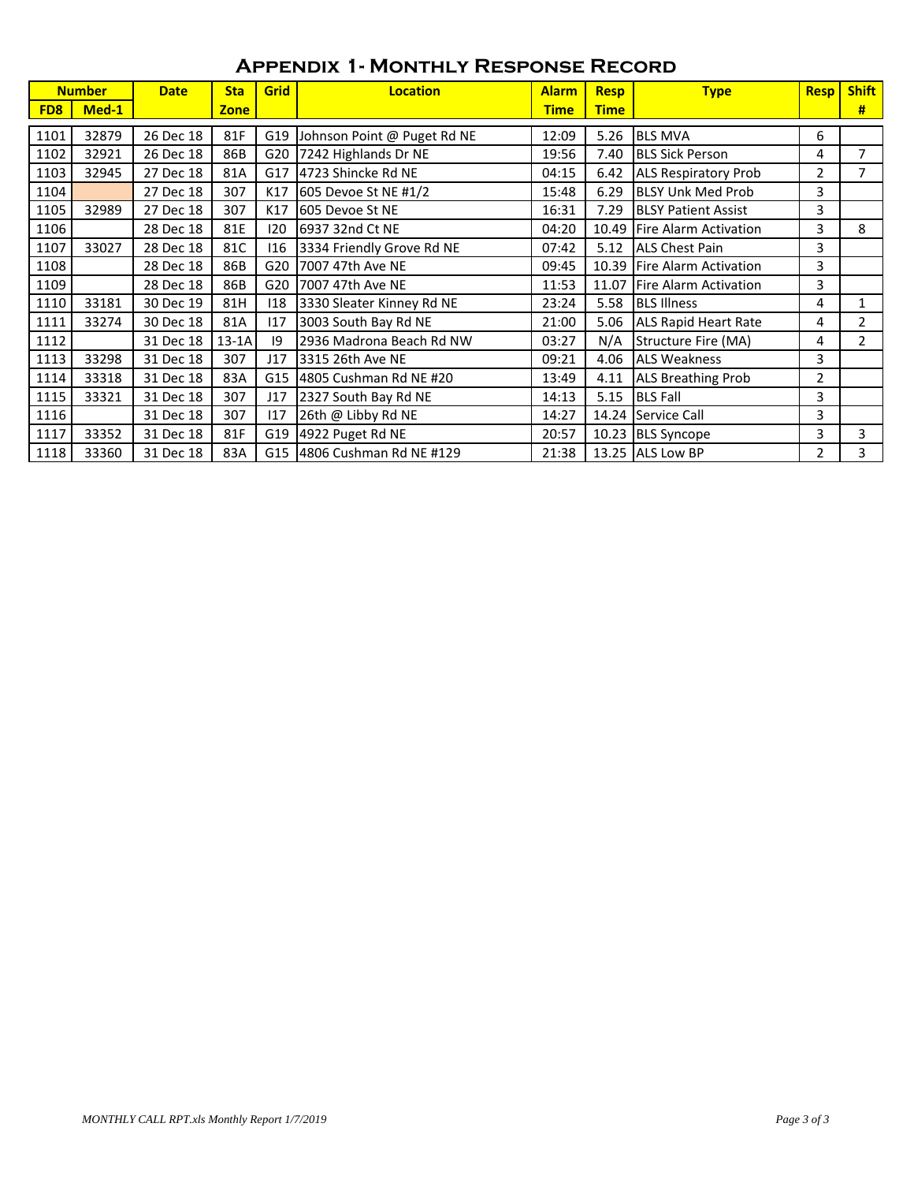# Appendix 1- Monthly Response Record

| Number | | Date | Sta | Grid | Location | Alarm | Resp | Type | Resp | Shift |
|---|---|---|---|---|---|---|---|---|---|---|
| FD8 | Med-1 | | Zone | | | Time | Time | | | # |
| 1101 | 32879 | 26 Dec 18 | 81F | G19 | Johnson Point @ Puget Rd NE | 12:09 | 5.26 | BLS MVA | 6 | |
| 1102 | 32921 | 26 Dec 18 | 86B | G20 | 7242 Highlands Dr NE | 19:56 | 7.40 | BLS Sick Person | 4 | 7 |
| 1103 | 32945 | 27 Dec 18 | 81A | G17 | 4723 Shincke Rd NE | 04:15 | 6.42 | ALS Respiratory Prob | 2 | 7 |
| 1104 | | 27 Dec 18 | 307 | K17 | 605 Devoe St NE #1/2 | 15:48 | 6.29 | BLSY Unk Med Prob | 3 | |
| 1105 | 32989 | 27 Dec 18 | 307 | K17 | 605 Devoe St NE | 16:31 | 7.29 | BLSY Patient Assist | 3 | |
| 1106 | | 28 Dec 18 | 81E | I20 | 6937 32nd Ct NE | 04:20 | 10.49 | Fire Alarm Activation | 3 | 8 |
| 1107 | 33027 | 28 Dec 18 | 81C | I16 | 3334 Friendly Grove Rd NE | 07:42 | 5.12 | ALS Chest Pain | 3 | |
| 1108 | | 28 Dec 18 | 86B | G20 | 7007 47th Ave NE | 09:45 | 10.39 | Fire Alarm Activation | 3 | |
| 1109 | | 28 Dec 18 | 86B | G20 | 7007 47th Ave NE | 11:53 | 11.07 | Fire Alarm Activation | 3 | |
| 1110 | 33181 | 30 Dec 19 | 81H | I18 | 3330 Sleater Kinney Rd NE | 23:24 | 5.58 | BLS Illness | 4 | 1 |
| 1111 | 33274 | 30 Dec 18 | 81A | I17 | 3003 South Bay Rd NE | 21:00 | 5.06 | ALS Rapid Heart Rate | 4 | 2 |
| 1112 | | 31 Dec 18 | 13-1A | I9 | 2936 Madrona Beach Rd NW | 03:27 | N/A | Structure Fire (MA) | 4 | 2 |
| 1113 | 33298 | 31 Dec 18 | 307 | J17 | 3315 26th Ave NE | 09:21 | 4.06 | ALS Weakness | 3 | |
| 1114 | 33318 | 31 Dec 18 | 83A | G15 | 4805 Cushman Rd NE #20 | 13:49 | 4.11 | ALS Breathing Prob | 2 | |
| 1115 | 33321 | 31 Dec 18 | 307 | J17 | 2327 South Bay Rd NE | 14:13 | 5.15 | BLS Fall | 3 | |
| 1116 | | 31 Dec 18 | 307 | I17 | 26th @ Libby Rd NE | 14:27 | 14.24 | Service Call | 3 | |
| 1117 | 33352 | 31 Dec 18 | 81F | G19 | 4922 Puget Rd NE | 20:57 | 10.23 | BLS Syncope | 3 | 3 |
| 1118 | 33360 | 31 Dec 18 | 83A | G15 | 4806 Cushman Rd NE #129 | 21:38 | 13.25 | ALS Low BP | 2 | 3 |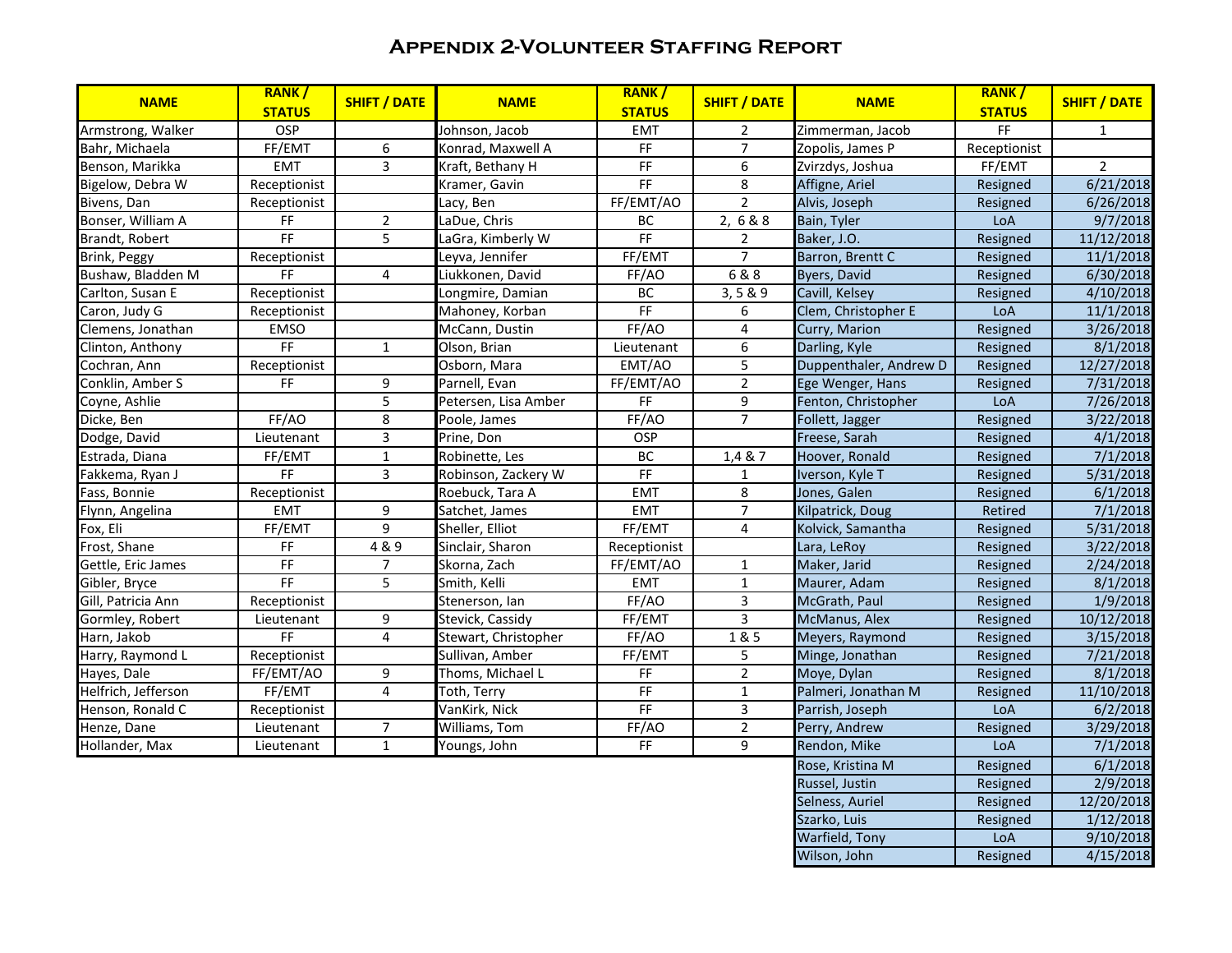# Appendix 2-Volunteer Staffing Report

| NAME | RANK / STATUS | SHIFT / DATE | NAME | RANK / STATUS | SHIFT / DATE | NAME | RANK / STATUS | SHIFT / DATE |
|---|---|---|---|---|---|---|---|---|
| Armstrong, Walker | OSP | | Johnson, Jacob | EMT | 2 | Zimmerman, Jacob | FF | 1 |
| Bahr, Michaela | FF/EMT | 6 | Konrad, Maxwell A | FF | 7 | Zopolis, James P | Receptionist | |
| Benson, Marikka | EMT | 3 | Kraft, Bethany H | FF | 6 | Zvirzdys, Joshua | FF/EMT | 2 |
| Bigelow, Debra W | Receptionist | | Kramer, Gavin | FF | 8 | Affigne, Ariel | Resigned | 6/21/2018 |
| Bivens, Dan | Receptionist | | Lacy, Ben | FF/EMT/AO | 2 | Alvis, Joseph | Resigned | 6/26/2018 |
| Bonser, William A | FF | 2 | LaDue, Chris | BC | 2, 6 & 8 | Bain, Tyler | LoA | 9/7/2018 |
| Brandt, Robert | FF | 5 | LaGra, Kimberly W | FF | 2 | Baker, J.O. | Resigned | 11/12/2018 |
| Brink, Peggy | Receptionist | | Leyva, Jennifer | FF/EMT | 7 | Barron, Brentt C | Resigned | 11/1/2018 |
| Bushaw, Bladden M | FF | 4 | Liukkonen, David | FF/AO | 6 & 8 | Byers, David | Resigned | 6/30/2018 |
| Carlton, Susan E | Receptionist | | Longmire, Damian | BC | 3, 5 & 9 | Cavill, Kelsey | Resigned | 4/10/2018 |
| Caron, Judy G | Receptionist | | Mahoney, Korban | FF | 6 | Clem, Christopher E | LoA | 11/1/2018 |
| Clemens, Jonathan | EMSO | | McCann, Dustin | FF/AO | 4 | Curry, Marion | Resigned | 3/26/2018 |
| Clinton, Anthony | FF | 1 | Olson, Brian | Lieutenant | 6 | Darling, Kyle | Resigned | 8/1/2018 |
| Cochran, Ann | Receptionist | | Osborn, Mara | EMT/AO | 5 | Duppenthaler, Andrew D | Resigned | 12/27/2018 |
| Conklin, Amber S | FF | 9 | Parnell, Evan | FF/EMT/AO | 2 | Ege Wenger, Hans | Resigned | 7/31/2018 |
| Coyne, Ashlie | | 5 | Petersen, Lisa Amber | FF | 9 | Fenton, Christopher | LoA | 7/26/2018 |
| Dicke, Ben | FF/AO | 8 | Poole, James | FF/AO | 7 | Follett, Jagger | Resigned | 3/22/2018 |
| Dodge, David | Lieutenant | 3 | Prine, Don | OSP | | Freese, Sarah | Resigned | 4/1/2018 |
| Estrada, Diana | FF/EMT | 1 | Robinette, Les | BC | 1,4 & 7 | Hoover, Ronald | Resigned | 7/1/2018 |
| Fakkema, Ryan J | FF | 3 | Robinson, Zackery W | FF | 1 | Iverson, Kyle T | Resigned | 5/31/2018 |
| Fass, Bonnie | Receptionist | | Roebuck, Tara A | EMT | 8 | Jones, Galen | Resigned | 6/1/2018 |
| Flynn, Angelina | EMT | 9 | Satchet, James | EMT | 7 | Kilpatrick, Doug | Retired | 7/1/2018 |
| Fox, Eli | FF/EMT | 9 | Sheller, Elliot | FF/EMT | 4 | Kolvick, Samantha | Resigned | 5/31/2018 |
| Frost, Shane | FF | 4 & 9 | Sinclair, Sharon | Receptionist | | Lara, LeRoy | Resigned | 3/22/2018 |
| Gettle, Eric James | FF | 7 | Skorna, Zach | FF/EMT/AO | 1 | Maker, Jarid | Resigned | 2/24/2018 |
| Gibler, Bryce | FF | 5 | Smith, Kelli | EMT | 1 | Maurer, Adam | Resigned | 8/1/2018 |
| Gill, Patricia Ann | Receptionist | | Stenerson, Ian | FF/AO | 3 | McGrath, Paul | Resigned | 1/9/2018 |
| Gormley, Robert | Lieutenant | 9 | Stevick, Cassidy | FF/EMT | 3 | McManus, Alex | Resigned | 10/12/2018 |
| Harn, Jakob | FF | 4 | Stewart, Christopher | FF/AO | 1 & 5 | Meyers, Raymond | Resigned | 3/15/2018 |
| Harry, Raymond L | Receptionist | | Sullivan, Amber | FF/EMT | 5 | Minge, Jonathan | Resigned | 7/21/2018 |
| Hayes, Dale | FF/EMT/AO | 9 | Thoms, Michael L | FF | 2 | Moye, Dylan | Resigned | 8/1/2018 |
| Helfrich, Jefferson | FF/EMT | 4 | Toth, Terry | FF | 1 | Palmeri, Jonathan M | Resigned | 11/10/2018 |
| Henson, Ronald C | Receptionist | | VanKirk, Nick | FF | 3 | Parrish, Joseph | LoA | 6/2/2018 |
| Henze, Dane | Lieutenant | 7 | Williams, Tom | FF/AO | 2 | Perry, Andrew | Resigned | 3/29/2018 |
| Hollander, Max | Lieutenant | 1 | Youngs, John | FF | 9 | Rendon, Mike | LoA | 7/1/2018 |
| | | | | | | Rose, Kristina M | Resigned | 6/1/2018 |
| | | | | | | Russel, Justin | Resigned | 2/9/2018 |
| | | | | | | Selness, Auriel | Resigned | 12/20/2018 |
| | | | | | | Szarko, Luis | Resigned | 1/12/2018 |
| | | | | | | Warfield, Tony | LoA | 9/10/2018 |
| | | | | | | Wilson, John | Resigned | 4/15/2018 |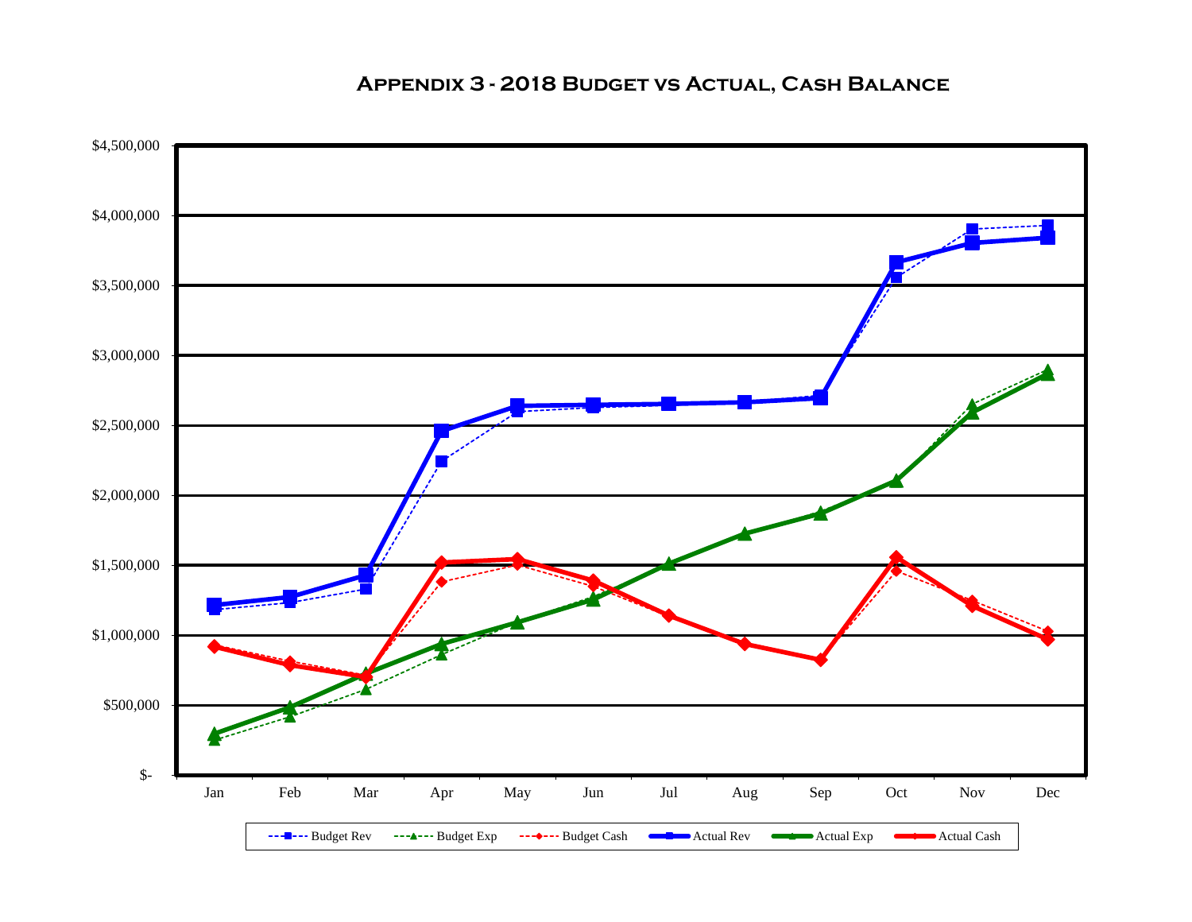# Appendix 3 - 2018 Budget vs Actual, Cash Balance

$4,500,000
$4,000,000
$3,500,000
$3,000,000
$2,500,000
$2,000,000
$1,500,000
$1,000,000
$500,000
$-

Jan Feb Mar Apr May Jun Jul Aug Sep Oct Nov Dec

Budget Rev
Budget Exp
Budget Cash
Actual Rev
Actual Exp
Actual Cash